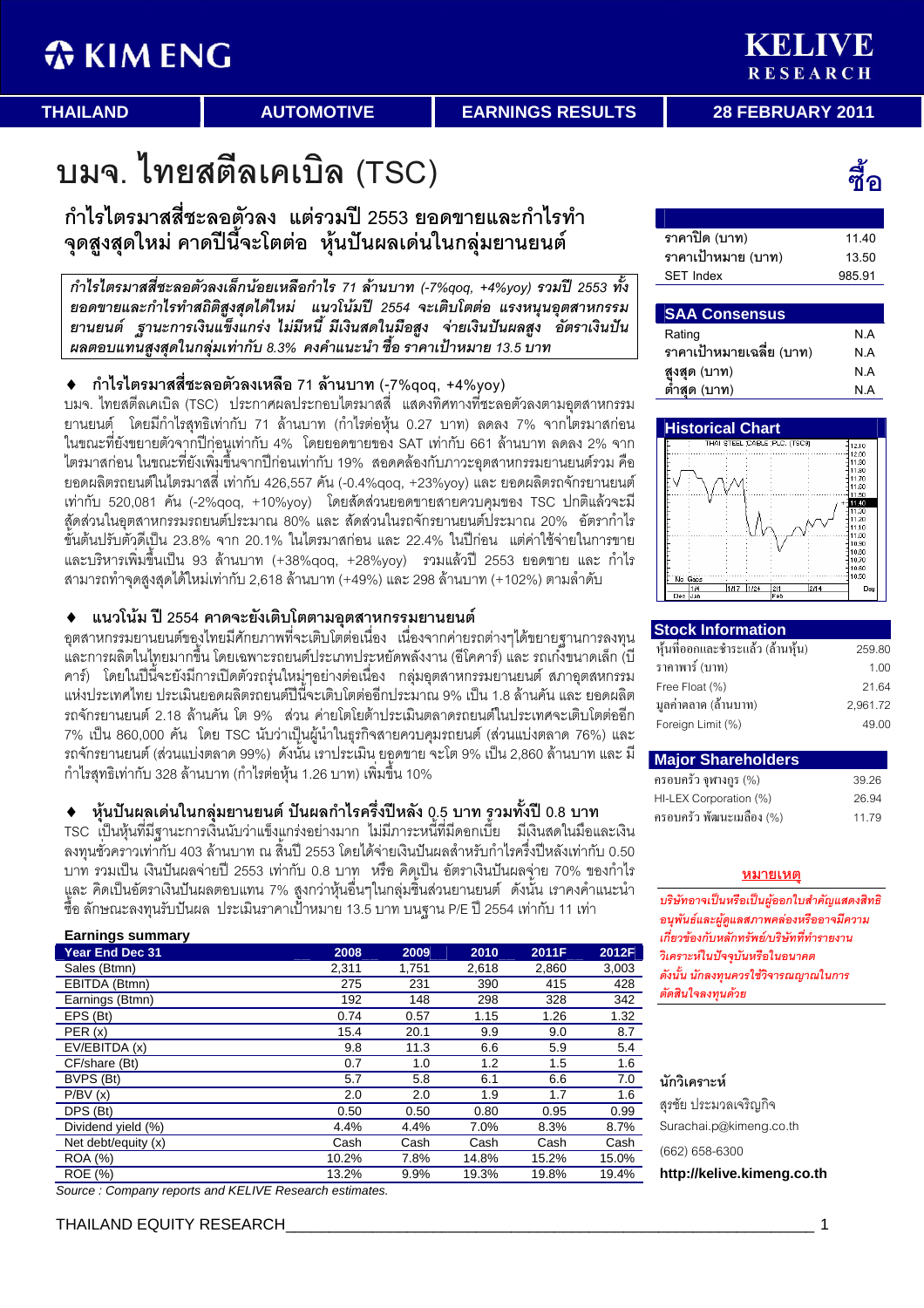# KIM ENG | KELIVE RESEARCH

THAILAND | AUTOMOTIVE | EARNINGS RESULTS | 28 FEBRUARY 2011

# บมจ. ไทยสตีลเคเบิล (TSC)

**ซื้อ**

## กำไรไตรมาสสี่ชะลอตัวลง แต่รวมปี 2553 ยอดขายและกำไรทำจุดสูงสุดใหม่ คาดปีนี้จะโตต่อ หุ้นปันผลเด่นในกลุ่มยานยนต์

***กำไรไตรมาสสี่ชะลอตัวลงเล็กน้อยเหลือกำไร 71 ล้านบาท (-7%qoq, +4%yoy) รวมปี 2553 ทั้งยอดขายและกำไรทำสถิติสูงสุดได้ใหม่ แนวโน้มปี 2554 จะเติบโตต่อ แรงหนุนอุตสาหกรรมยานยนต์ ฐานะการเงินแข็งแกร่ง ไม่มีหนี้ มีเงินสดในมือสูง จ่ายเงินปันผลสูง อัตราเงินปันผลตอบแทนสูงสุดในกลุ่มเท่ากับ 8.3% คงคำแนะนำ ซื้อ ราคาเป้าหมาย 13.5 บาท***

| | |
|---|---|
| ราคาปิด (บาท) | 11.40 |
| ราคาเป้าหมาย (บาท) | 13.50 |
| SET Index | 985.91 |

**SAA Consensus**

| | |
|---|---|
| Rating | N.A |
| ราคาเป้าหมายเฉลี่ย (บาท) | N.A |
| สูงสุด (บาท) | N.A |
| ต่ำสุด (บาท) | N.A |

**Historical Chart**

### ♦ กำไรไตรมาสสี่ชะลอตัวลงเหลือ 71 ล้านบาท (-7%qoq, +4%yoy)

บมจ. ไทยสตีลเคเบิล (TSC) ประกาศผลประกอบไตรมาสสี่ แสดงทิศทางที่ชะลอตัวลงตามอุตสาหกรรมยานยนต์ โดยมีกำไรสุทธิเท่ากับ 71 ล้านบาท (กำไรต่อหุ้น 0.27 บาท) ลดลง 7% จากไตรมาสก่อนในขณะที่ยังขยายตัวจากปีก่อนเท่ากับ 4% โดยยอดขายของ SAT เท่ากับ 661 ล้านบาท ลดลง 2% จากไตรมาสก่อน ในขณะที่ยังเพิ่มขึ้นจากปีก่อนเท่ากับ 19% สอดคล้องกับภาวะอุตสาหกรรมยานยนต์รวม คือ ยอดผลิตรถยนต์ในไตรมาสสี่ เท่ากับ 426,557 คัน (-0.4%qoq, +23%yoy) และ ยอดผลิตรถจักรยานยนต์ เท่ากับ 520,081 คัน (-2%qoq, +10%yoy) โดยสัดส่วนยอดขายสายควบคุมของ TSC ปกติแล้วจะมีสัดส่วนในอุตสาหกรรมรถยนต์ประมาณ 80% และ สัดส่วนในรถจักรยานยนต์ประมาณ 20% อัตรากำไรขั้นต้นปรับตัวดีขึ้นเป็น 23.8% จาก 20.1% ในไตรมาสก่อน และ 22.4% ในปีก่อน แต่ค่าใช้จ่ายในการขายและบริหารเพิ่มขึ้นเป็น 93 ล้านบาท (+38%qoq, +28%yoy) รวมแล้วปี 2553 ยอดขาย และ กำไรสามารถทำจุดสูงสุดได้ใหม่เท่ากับ 2,618 ล้านบาท (+49%) และ 298 ล้านบาท (+102%) ตามลำดับ

### ♦ แนวโน้ม ปี 2554 คาดจะยังเติบโตตามอุตสาหกรรมยานยนต์

อุตสาหกรรมยานยนต์ของไทยมีศักยภาพที่จะเติบโตต่อเนื่อง เนื่องจากค่ายรถต่างๆได้ขยายฐานการลงทุนและการผลิตในไทยมากขึ้น โดยเฉพาะรถยนต์ประเภทประหยัดพลังงาน (อีโคคาร์) และ รถเก๋งขนาดเล็ก (บีคาร์) โดยในปีนี้จะยังมีการเปิดตัวรถรุ่นใหม่ๆอย่างต่อเนื่อง กลุ่มอุตสาหกรรมยานยนต์ สภาอุตสาหกรรมแห่งประเทศไทย ประเมินยอดผลิตรถยนต์ปีนี้จะเติบโตต่ออีกประมาณ 9% เป็น 1.8 ล้านคัน และ ยอดผลิตรถจักรยานยนต์ 2.18 ล้านคัน โต 9% ส่วน ค่ายโตโยต้าประเมินตลาดรถยนต์ในประเทศจะเติบโตต่ออีก 7% เป็น 860,000 คัน โดย TSC นับว่าเป็นผู้นำในธุรกิจสายควบคุมรถยนต์ (ส่วนแบ่งตลาด 76%) และ รถจักรยานยนต์ (ส่วนแบ่งตลาด 99%) ดังนั้น เราประเมิน ยอดขาย จะโต 9% เป็น 2,860 ล้านบาท และ มีกำไรสุทธิเท่ากับ 328 ล้านบาท (กำไรต่อหุ้น 1.26 บาท) เพิ่มขึ้น 10%

### ♦ หุ้นปันผลเด่นในกลุ่มยานยนต์ ปันผลกำไรครึ่งปีหลัง 0.5 บาท รวมทั้งปี 0.8 บาท

TSC เป็นหุ้นที่มีฐานะการเงินนับว่าแข็งแกร่งอย่างมาก ไม่มีภาระหนี้ที่มีดอกเบี้ย มีเงินสดในมือและเงินลงทุนชั่วคราวเท่ากับ 403 ล้านบาท ณ สิ้นปี 2553 โดยได้จ่ายเงินปันผลสำหรับกำไรครึ่งปีหลังเท่ากับ 0.50 บาท รวมเป็น เงินปันผลจ่ายปี 2553 เท่ากับ 0.8 บาท หรือ คิดเป็น อัตราเงินปันผลจ่าย 70% ของกำไร และ คิดเป็นอัตราเงินปันผลตอบแทน 7% สูงกว่าหุ้นอื่นๆในกลุ่มชิ้นส่วนยานยนต์ ดังนั้น เราคงคำแนะนำ ซื้อ ลักษณะลงทุนรับปันผล ประเมินราคาเป้าหมาย 13.5 บาท บนฐาน P/E ปี 2554 เท่ากับ 11 เท่า

**Stock Information**

| | |
|---|---|
| หุ้นที่ออกและชำระแล้ว (ล้านหุ้น) | 259.80 |
| ราคาพาร์ (บาท) | 1.00 |
| Free Float (%) | 21.64 |
| มูลค่าตลาด (ล้านบาท) | 2,961.72 |
| Foreign Limit (%) | 49.00 |

**Major Shareholders**

| | |
|---|---|
| ครอบครัว จูฑางกูร (%) | 39.26 |
| HI-LEX Corporation (%) | 26.94 |
| ครอบครัว พัฒนะเมลือง (%) | 11.79 |

**Earnings summary**

| Year End Dec 31 | 2008 | 2009 | 2010 | 2011F | 2012F |
|---|---|---|---|---|---|
| Sales (Btmn) | 2,311 | 1,751 | 2,618 | 2,860 | 3,003 |
| EBITDA (Btmn) | 275 | 231 | 390 | 415 | 428 |
| Earnings (Btmn) | 192 | 148 | 298 | 328 | 342 |
| EPS (Bt) | 0.74 | 0.57 | 1.15 | 1.26 | 1.32 |
| PER (x) | 15.4 | 20.1 | 9.9 | 9.0 | 8.7 |
| EV/EBITDA (x) | 9.8 | 11.3 | 6.6 | 5.9 | 5.4 |
| CF/share (Bt) | 0.7 | 1.0 | 1.2 | 1.5 | 1.6 |
| BVPS (Bt) | 5.7 | 5.8 | 6.1 | 6.6 | 7.0 |
| P/BV (x) | 2.0 | 2.0 | 1.9 | 1.7 | 1.6 |
| DPS (Bt) | 0.50 | 0.50 | 0.80 | 0.95 | 0.99 |
| Dividend yield (%) | 4.4% | 4.4% | 7.0% | 8.3% | 8.7% |
| Net debt/equity (x) | Cash | Cash | Cash | Cash | Cash |
| ROA (%) | 10.2% | 7.8% | 14.8% | 15.2% | 15.0% |
| ROE (%) | 13.2% | 9.9% | 19.3% | 19.8% | 19.4% |

*Source : Company reports and KELIVE Research estimates.*

**หมายเหตุ**

*บริษัทอาจเป็นหรือเป็นผู้ออกใบสำคัญแสดงสิทธิอนุพันธ์และผู้ดูแลสภาพคล่องหรืออาจมีความเกี่ยวข้องกับหลักทรัพย์/บริษัทที่ทำรายงานวิเคราะห์ในปัจจุบันหรือในอนาคต ดังนั้น นักลงทุนควรใช้วิจารณญาณในการตัดสินใจลงทุนด้วย*

**นักวิเคราะห์**

สุรชัย ประมวลเจริญกิจ

Surachai.p@kimeng.co.th

(662) 658-6300

**http://kelive.kimeng.co.th**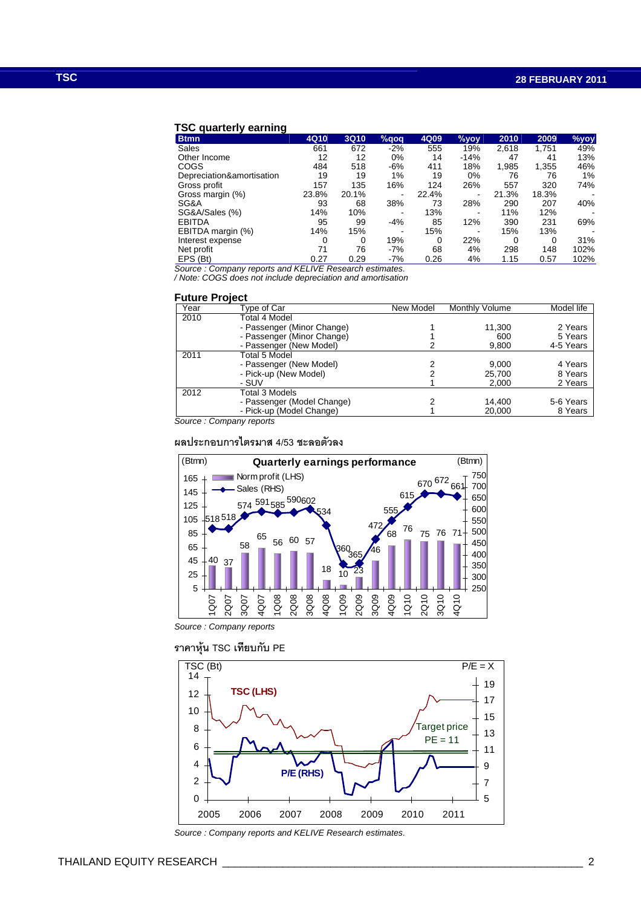### TSC quarterly earning

| Btmn | 4Q10 | 3Q10 | %qoq | 4Q09 | %yoy | 2010 | 2009 | %yoy |
|---|---|---|---|---|---|---|---|---|
| Sales | 661 | 672 | -2% | 555 | 19% | 2,618 | 1,751 | 49% |
| Other Income | 12 | 12 | 0% | 14 | -14% | 47 | 41 | 13% |
| COGS | 484 | 518 | -6% | 411 | 18% | 1,985 | 1,355 | 46% |
| Depreciation&amortisation | 19 | 19 | 1% | 19 | 0% | 76 | 76 | 1% |
| Gross profit | 157 | 135 | 16% | 124 | 26% | 557 | 320 | 74% |
| Gross margin (%) | 23.8% | 20.1% | - | 22.4% | - | 21.3% | 18.3% | - |
| SG&A | 93 | 68 | 38% | 73 | 28% | 290 | 207 | 40% |
| SG&A/Sales (%) | 14% | 10% | - | 13% | - | 11% | 12% | - |
| EBITDA | 95 | 99 | -4% | 85 | 12% | 390 | 231 | 69% |
| EBITDA margin (%) | 14% | 15% | - | 15% | - | 15% | 13% | - |
| Interest expense | 0 | 0 | 19% | 0 | 22% | 0 | 0 | 31% |
| Net profit | 71 | 76 | -7% | 68 | 4% | 298 | 148 | 102% |
| EPS (Bt) | 0.27 | 0.29 | -7% | 0.26 | 4% | 1.15 | 0.57 | 102% |

*Source : Company reports and KELIVE Research estimates.*
*/ Note: COGS does not include depreciation and amortisation*

### Future Project

| Year | Type of Car | New Model | Monthly Volume | Model life |
|---|---|---|---|---|
| 2010 | Total 4 Model | | | |
| | - Passenger (Minor Change) | 1 | 11,300 | 2 Years |
| | - Passenger (Minor Change) | 1 | 600 | 5 Years |
| | - Passenger (New Model) | 2 | 9,800 | 4-5 Years |
| 2011 | Total 5 Model | | | |
| | - Passenger (New Model) | 2 | 9,000 | 4 Years |
| | - Pick-up (New Model) | 2 | 25,700 | 8 Years |
| | - SUV | 1 | 2,000 | 2 Years |
| 2012 | Total 3 Models | | | |
| | - Passenger (Model Change) | 2 | 14,400 | 5-6 Years |
| | - Pick-up (Model Change) | 1 | 20,000 | 8 Years |

*Source : Company reports*

ผลประกอบการไตรมาส 4/53 ชะลอตัวลง

*Source : Company reports*

ราคาหุ้น TSC เทียบกับ PE

*Source : Company reports and KELIVE Research estimates.*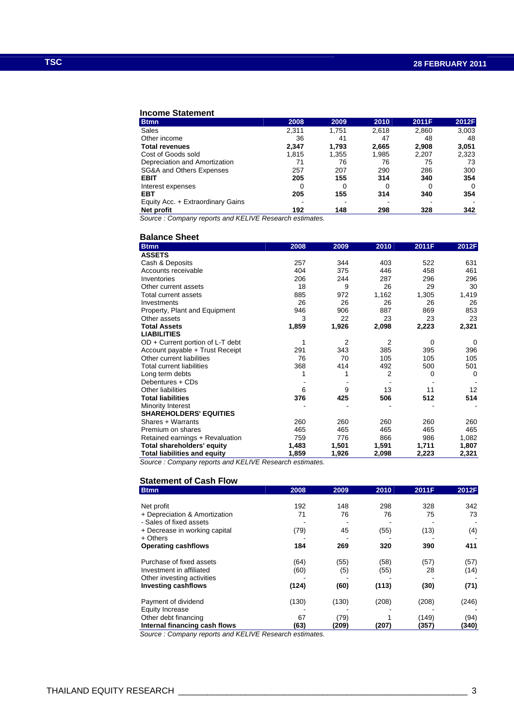### Income Statement

| Btmn | 2008 | 2009 | 2010 | 2011F | 2012F |
|---|---|---|---|---|---|
| Sales | 2,311 | 1,751 | 2,618 | 2,860 | 3,003 |
| Other income | 36 | 41 | 47 | 48 | 48 |
| **Total revenues** | **2,347** | **1,793** | **2,665** | **2,908** | **3,051** |
| Cost of Goods sold | 1,815 | 1,355 | 1,985 | 2,207 | 2,323 |
| Depreciation and Amortization | 71 | 76 | 76 | 75 | 73 |
| SG&A and Others Expenses | 257 | 207 | 290 | 286 | 300 |
| **EBIT** | **205** | **155** | **314** | **340** | **354** |
| Interest expenses | 0 | 0 | 0 | 0 | 0 |
| **EBT** | **205** | **155** | **314** | **340** | **354** |
| Equity Acc. + Extraordinary Gains | - | - | - | - | - |
| **Net profit** | **192** | **148** | **298** | **328** | **342** |

*Source : Company reports and KELIVE Research estimates.*

### Balance Sheet

| Btmn | 2008 | 2009 | 2010 | 2011F | 2012F |
|---|---|---|---|---|---|
| **ASSETS** | | | | | |
| Cash & Deposits | 257 | 344 | 403 | 522 | 631 |
| Accounts receivable | 404 | 375 | 446 | 458 | 461 |
| Inventories | 206 | 244 | 287 | 296 | 296 |
| Other current assets | 18 | 9 | 26 | 29 | 30 |
| Total current assets | 885 | 972 | 1,162 | 1,305 | 1,419 |
| Investments | 26 | 26 | 26 | 26 | 26 |
| Property, Plant and Equipment | 946 | 906 | 887 | 869 | 853 |
| Other assets | 3 | 22 | 23 | 23 | 23 |
| **Total Assets** | **1,859** | **1,926** | **2,098** | **2,223** | **2,321** |
| **LIABILITIES** | | | | | |
| OD + Current portion of L-T debt | 1 | 2 | 2 | 0 | 0 |
| Account payable + Trust Receipt | 291 | 343 | 385 | 395 | 396 |
| Other current liabilities | 76 | 70 | 105 | 105 | 105 |
| Total current liabilities | 368 | 414 | 492 | 500 | 501 |
| Long term debts | 1 | 1 | 2 | 0 | 0 |
| Debentures + CDs | - | - | - | - | - |
| Other liabilities | 6 | 9 | 13 | 11 | 12 |
| **Total liabilities** | **376** | **425** | **506** | **512** | **514** |
| Minority Interest | - | - | - | - | - |
| **SHAREHOLDERS' EQUITIES** | | | | | |
| Shares + Warrants | 260 | 260 | 260 | 260 | 260 |
| Premium on shares | 465 | 465 | 465 | 465 | 465 |
| Retained earnings + Revaluation | 759 | 776 | 866 | 986 | 1,082 |
| **Total shareholders' equity** | **1,483** | **1,501** | **1,591** | **1,711** | **1,807** |
| **Total liabilities and equity** | **1,859** | **1,926** | **2,098** | **2,223** | **2,321** |

*Source : Company reports and KELIVE Research estimates.*

### Statement of Cash Flow

| Btmn | 2008 | 2009 | 2010 | 2011F | 2012F |
|---|---|---|---|---|---|
| Net profit | 192 | 148 | 298 | 328 | 342 |
| + Depreciation & Amortization | 71 | 76 | 76 | 75 | 73 |
| - Sales of fixed assets | - | - | - | - | - |
| + Decrease in working capital | (79) | 45 | (55) | (13) | (4) |
| + Others | - | - | - | - | - |
| **Operating cashflows** | **184** | **269** | **320** | **390** | **411** |
| Purchase of fixed assets | (64) | (55) | (58) | (57) | (57) |
| Investment in affiliated | (60) | (5) | (55) | 28 | (14) |
| Other investing activities | - | - | - | - | - |
| **Investing cashflows** | **(124)** | **(60)** | **(113)** | **(30)** | **(71)** |
| Payment of dividend | (130) | (130) | (208) | (208) | (246) |
| Equity Increase | - | - | - | - | - |
| Other debt financing | 67 | (79) | 1 | (149) | (94) |
| **Internal financing cash flows** | **(63)** | **(209)** | **(207)** | **(357)** | **(340)** |

*Source : Company reports and KELIVE Research estimates.*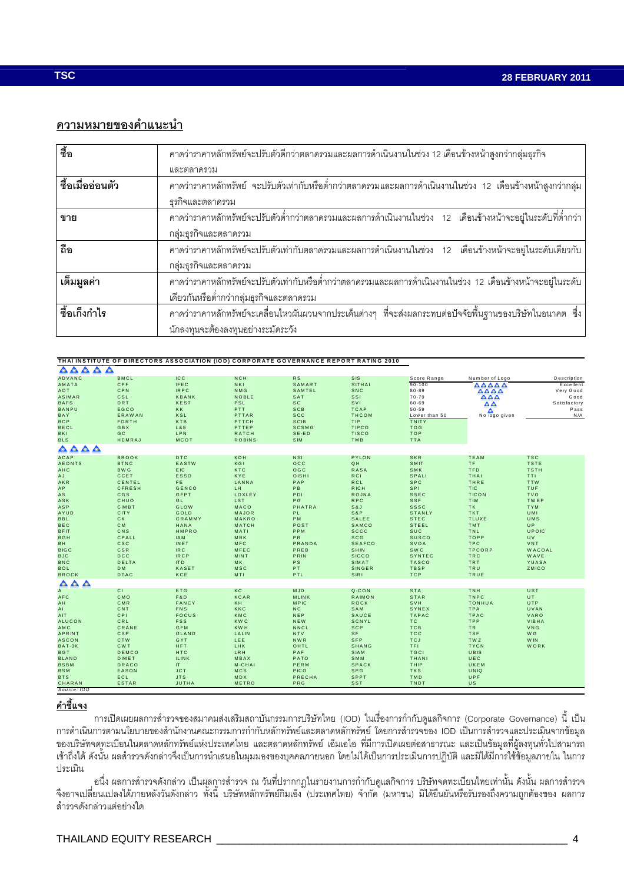## ความหมายของคำแนะนำ

| | |
|---|---|
| **ซื้อ** | คาดว่าราคาหลักทรัพย์จะปรับตัวดีกว่าตลาดรวมและผลการดำเนินงานในช่วง 12 เดือนข้างหน้าสูงกว่ากลุ่มธุรกิจและตลาดรวม |
| **ซื้อเมื่ออ่อนตัว** | คาดว่าราคาหลักทรัพย์ จะปรับตัวเท่ากับหรือต่ำกว่าตลาดรวมและผลการดำเนินงานในช่วง 12 เดือนข้างหน้าสูงกว่ากลุ่มธุรกิจและตลาดรวม |
| **ขาย** | คาดว่าราคาหลักทรัพย์จะปรับตัวต่ำกว่าตลาดรวมและผลการดำเนินงานในช่วง 12 เดือนข้างหน้าจะอยู่ในระดับที่ต่ำกว่ากลุ่มธุรกิจและตลาดรวม |
| **ถือ** | คาดว่าราคาหลักทรัพย์จะปรับตัวเท่ากับตลาดรวมและผลการดำเนินงานในช่วง 12 เดือนข้างหน้าจะอยู่ในระดับเดียวกับกลุ่มธุรกิจและตลาดรวม |
| **เต็มมูลค่า** | คาดว่าราคาหลักทรัพย์จะปรับตัวเท่ากับหรือต่ำกว่าตลาดรวมและผลการดำเนินงานในช่วง 12 เดือนข้างหน้าจะอยู่ในระดับเดียวกันหรือต่ำกว่ากลุ่มธุรกิจและตลาดรวม |
| **ซื้อเก็งกำไร** | คาดว่าราคาหลักทรัพย์จะเคลื่อนไหวผันผวนจากประเด็นต่างๆ ที่จะส่งผลกระทบต่อปัจจัยพื้นฐานของบริษัทในอนาคต ซึ่งนักลงทุนจะต้องลงทุนอย่างระมัดระวัง |

**THAI INSTITUTE OF DIRECTORS ASSOCIATION (IOD) CORPORATE GOVERNANCE REPORT RATING 2010**

| Score Range | Number of Logo | Description |
|---|---|---|
| 90-100 | 5 logos | Excellent |
| 80-89 | 4 logos | Very Good |
| 70-79 | 3 logos | Good |
| 60-69 | 2 logos | Satisfactory |
| 50-59 | 1 logo | Pass |
| Lower than 50 | No logo given | N/A |

**5 logos**

| | | | | | |
|---|---|---|---|---|---|
| ADVANC | BMCL | ICC | NCH | RS | SIS |
| AMATA | CPF | IFEC | NKI | SAMART | SITHAI |
| AOT | CPN | IRPC | NMG | SAMTEL | SNC |
| ASIMAR | CSL | KBANK | NOBLE | SAT | SSI |
| BAFS | DRT | KEST | PSL | SC | SVI |
| BANPU | EGCO | KK | PTT | SCB | TCAP |
| BAY | ERAWAN | KSL | PTTAR | SCC | THCOM |
| BCP | FORTH | KTB | PTTCH | SCIB | TIP |
| BECL | GBX | L&E | PTTEP | SCSMG | TIPCO |
| BKI | GC | LPN | RATCH | SE-ED | TISCO |
| BLS | HEMRAJ | MCOT | ROBINS | SIM | TMB |
| TNITY | TOG | TOP | TTA | | |

**4 logos**

| | | | | | | | | |
|---|---|---|---|---|---|---|---|---|
| ACAP | BROOK | DTC | KDH | NSI | PYLON | SKR | TEAM | TSC |
| AEONTS | BTNC | EASTW | KGI | OCC | QH | SMIT | TF | TSTE |
| AHC | BWG | EIC | KTC | OGC | RASA | SMK | TFD | TSTH |
| AJ | CCET | ESSO | KYE | OISHI | RCI | SPALI | THAI | TTI |
| AKR | CENTEL | FE | LANNA | PAP | RCL | SPC | THRE | TTW |
| AP | CFRESH | GENCO | LH | PB | RICH | SPI | TIC | TUF |
| AS | CGS | GFPT | LOXLEY | PDI | ROJNA | SSEC | TICON | TVO |
| ASK | CHUO | GL | LST | PG | RPC | SSF | TIW | TWFP |
| ASP | CIMBT | GLOW | MACO | PHATRA | S&J | SSSC | TK | TYM |
| AYUD | CITY | GOLD | MAJOR | PL | S&P | STANLY | TKT | UMI |
| BBL | CK | GRAMMY | MAKRO | PM | SALEE | STEC | TLUXE | UMS |
| BEC | CM | HANA | MATCH | POST | SAMCO | STEEL | TMT | UP |
| BFIT | CNS | HMPRO | MATI | PPM | SCCC | SUC | TNL | UPOIC |
| BGH | CPALL | IAM | MBK | PR | SCG | SUSCO | TOPP | UV |
| BH | CSC | INET | MFC | PRANDA | SEAFCO | SVOA | TPC | VNT |
| BIGC | CSR | IRC | MFEC | PREB | SHIN | SWC | TPCORP | WACOAL |
| BJC | DCC | IRCP | MINT | PRIN | SICCO | SYNTEC | TRC | WAVE |
| BNC | DELTA | ITD | MK | PS | SIMAT | TASCO | TRT | YUASA |
| BOL | DM | KASET | MSC | PT | SINGER | TBSP | TRU | ZMICO |
| BROCK | DTAC | KCE | MTI | PTL | SIRI | TCP | TRUE | |

**3 logos**

| | | | | | | | | |
|---|---|---|---|---|---|---|---|---|
| A | CI | ETG | KC | MJD | Q-CON | STA | TNH | UST |
| AFC | CMO | F&D | KCAR | MLINK | RAIMON | STAR | TNPC | UT |
| AH | CMR | FANCY | KH | MPIC | ROCK | SVH | TONHUA | UTP |
| AI | CNT | FNS | KKC | NC | SAM | SYNEX | TPA | UVAN |
| AIT | CPI | FOCUS | KMC | NEP | SAUCE | TAPAC | TPAC | VARO |
| ALUCON | CRL | FSS | KWC | NEW | SCNYL | TC | TPP | VIBHA |
| AMC | CRANE | GFM | KWH | NNCL | SCP | TCB | TR | VNG |
| APRINT | CSP | GLAND | LALIN | NTV | SF | TCC | TSF | WG |
| ASCON | CTW | GYT | LEE | NWR | SFP | TCJ | TWZ | WIN |
| BAT-3K | CWT | HFT | LHK | OHTL | SHANG | TFI | TYCN | WORK |
| BGT | DEMCO | HTC | LRH | PAF | SIAM | TGCI | UBIS | |
| BLAND | DIMET | ILINK | MBAX | PATO | SMM | THANI | UEC | |
| BSBM | DRACO | IT | M-CHAI | PERM | SPACK | THIP | UKEM | |
| BSM | EASON | JCT | MCS | PICO | SPG | TKS | UNIQ | |
| BTS | ECL | JTS | MDX | PRECHA | SPPT | TMD | UPF | |
| CHARAN | ESTAR | JUTHA | METRO | PRG | SST | TNDT | US | |

Source: IOD

**คำชี้แจง**

การเปิดเผยผลการสำรวจของสมาคมส่งเสริมสถาบันกรรมการบริษัทไทย (IOD) ในเรื่องการกำกับดูแลกิจการ (Corporate Governance) นี้ เป็นการดำเนินการตามนโยบายของสำนักงานคณะกรรมการกำกับหลักทรัพย์และตลาดหลักทรัพย์ โดยการสำรวจของ IOD เป็นการสำรวจและประเมินจากข้อมูลของบริษัทจดทะเบียนในตลาดหลักทรัพย์แห่งประเทศไทย และตลาดหลักทรัพย์ เอ็มเอไอ ที่มีการเปิดเผยต่อสาธารณะ และเป็นข้อมูลที่ผู้ลงทุนทั่วไปสามารถเข้าถึงได้ ดังนั้น ผลสำรวจดังกล่าวจึงเป็นการนำเสนอในมุมมองของบุคคลภายนอก โดยไม่ได้เป็นการประเมินการปฏิบัติ และมิได้มีการใช้ข้อมูลภายใน ในการประเมิน

อนึ่ง ผลการสำรวจดังกล่าว เป็นผลการสำรวจ ณ วันที่ปรากฏในรายงานการกำกับดูแลกิจการ บริษัทจดทะเบียนไทยเท่านั้น ดังนั้น ผลการสำรวจจึงอาจเปลี่ยนแปลงได้ภายหลังวันดังกล่าว ทั้งนี้ บริษัทหลักทรัพย์กิมเอ็ง (ประเทศไทย) จำกัด (มหาชน) มิได้ยืนยันหรือรับรองถึงความถูกต้องของ ผลการสำรวจดังกล่าวแต่อย่างใด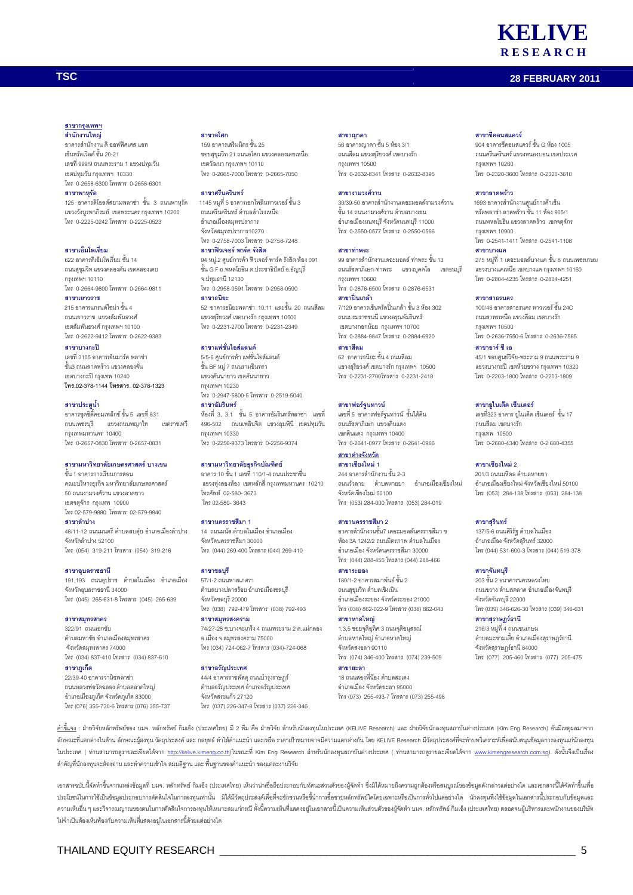**สาขากรุงเทพฯ**

**สำนักงานใหญ่**
อาคารสำนักงาน ดิ ออฟฟิศเศส แอท
เซ็นทรัลเวิลด์ ชั้น 20-21
เลขที่ 999/9 ถนนพระราม 1 แขวงปทุมวัน
เขตปทุมวัน กรุงเทพฯ 10330
โทร 0-2658-6300 โทรสาร 0-2658-6301

**สาขาพาหุรัด**
125 อาคารดิโอลด์สยามพลาซ่า ชั้น 3 ถนนพาหุรัด
แขวงวังบูรพาภิรมย์ เขตพระนคร กรุงเทพฯ 10200
โทร 0-2225-0242 โทรสาร 0-2225-0523

**สาขาเอ็มโพเรี่ยม**
622 อาคารดิเอ็มโพเรี่ยม ชั้น 14
ถนนสุขุมวิท แขวงคลองตัน เขตคลองเตย
กรุงเทพฯ 10110
โทร 0-2664-9800 โทรสาร 0-2664-9811

**สาขาเยาวราช**
215 อาคารแกรนด์ไชน่า ชั้น 4
ถนนเยาวราช แขวงสัมพันธวงศ์
เขตสัมพันธวงศ์ กรุงเทพฯ 10100
โทร 0-2622-9412 โทรสาร 0-2622-9383

**สาขาบางกะปิ**
เลขที่ 3105 อาคารเอ็นมาร์ค พลาซ่า
ชั้น3 ถนนลาดพร้าว แขวงคลองจั่น
เขตบางกะปิ กรุงเทพ 10240
**โทร.02-378-1144 โทรสาร. 02-378-1323**

**สาขาประตูน้ำ**
อาคารจุลศิริคอมเพล็กซ์ ชั้น 5 เลขที่ 831
ถนนเพชรบุรี แขวงถนนพญาไท เขตราชเทวี
กรุงเทพมหานคร 10400
โทร 0-2657-0830 โทรสาร 0-2657-0831

**สาขามหาวิทยาลัยเกษตรศาสตร์ บางเขน**
ชั้น 1 อาคารการเรียนการสอน
คณะบริหารธุรกิจ มหาวิทยาลัยเกษตรศาสตร์
50 ถนนงามวงศ์วาน แขวงลาดยาว
เขตจตุจักร กรุงเทพ 10900
โทร 02-579-9880 โทรสาร 02-579-9840

**สาขาลำปาง**
48/11-12 ถนนฉมเดรี ตำบลสบตุ๋ย อำเภอเมืองลำปาง
จังหวัดลำปาง 52100
โทร (054) 319-211 โทรสาร (054) 319-216

**สาขาอุบลราชธานี**
191,193 ถนนอุปราช ตำบลในเมือง อำเภอเมือง
จังหวัดอุบลราชธานี 34000
โทร (045) 265-631-8 โทรสาร (045) 265-639

**สาขาสมุทรสาคร**
322/91 ถนนเอกชัย
ตำบลมหาชัย อำเภอเมืองสมุทรสาคร
จังหวัดสมุทรสาคร 74000
โทร (034) 837-410 โทรสาร (034) 837-610

**สาขาภูเก็ต**
22/39-40 อาคารวานิชพลาซ่า
ถนนหลวงพ่อวัดฉลอง ตำบลตลาดใหญ่
อำเภอเมืองภูเก็ต จังหวัดภูเก็ต 83000
โทร (076) 355-730-6 โทรสาร (076) 355-737

**สาขาอโศก**
159 อาคารเสริมมิตร ชั้น 25
ซอยสุขุมวิท 21 ถนนอโศก แขวงคลองเตยเหนือ
เขตวัฒนา กรุงเทพฯ 10110
โทร 0-2665-7000 โทรสาร 0-2665-7050

**สาขาศรีนครินทร์**
1145 หมู่ที่ 5 อาคารเอกไพลินทาวเวอร์ ชั้น 3
ถนนศรีนครินทร์ ตำบลสำโรงเหนือ
อำเภอเมืองสมุทรปราการ
จังหวัดสมุทรปราการ10270
โทร 0-2758-7003 โทรสาร 0-2758-7248

**สาขาฟิวเจอร์ พาร์ค รังสิต**
94 หมู่ 2 ศูนย์การค้า ฟิวเจอร์ พาร์ค รังสิต ห้อง 091
ชั้น G F ถ.พหลโยธิน ต.ประชาธิปัตย์ อ.ธัญบุรี
จ.ปทุมธานี 12130
โทร 0-2958-0591 โทรสาร 0-2958-0590

**สาขาธนิยะ**
52 อาคารธนิยะพลาซ่า ชั้น 10,11 และชั้น 20 ถนนสีลม
แขวงสุริยวงศ์ เขตบางรัก กรุงเทพ 10500
โทร 0-2231-2700 โทรสาร 0-2231-2349

**สาขาแฟชั่นไอส์แลนด์**
5/5-6 ศูนย์การค้า แฟชั่นไอส์แลนด์
ชั้น BF หมู่ 7 ถนนรามอินทรา
แขวงคันนายาว เขตคันนายาว
กรุงเทพฯ 10230
โทร 0-2947-5800-5 โทรสาร 0-2519-5040

**สาขาอัมรินทร์**
ห้องที่ 3, 3.1 ชั้น 5 อาคารอัมรินทร์พลาซ่า เลขที่
496-502 ถนนเพลินจิต แขวงลุมพินี เขตปทุมวัน
กรุงเทพฯ 10330
โทร 0-2256-9373 โทรสาร 0-2256-9374

**สาขามหาวิทยาลัยธุรกิจบัณฑิตย์**
อาคาร 10 ชั้น 1 เลขที่ 110/1-4 ถนนประชาชื่น
แขวงทุ่งสองห้อง เขตหลักสี่ กรุงเทพมหานคร 10210
โทรศัพท์ 02-580- 3673
โทร 02-580- 3643

**สาขานครราชสีมา 1**
14 ถนนมนัส ตำบลในเมือง อำเภอเมือง
จังหวัดนครราชสีมา 30000
โทร (044) 269-400 โทรสาร (044) 269-410

**สาขาชลบุรี**
57/1-2 ถนนพาสเทรา
ตำบลบางปลาสร้อย อำเภอเมืองชลบุรี
จังหวัดชลบุรี 20000
โทร (038) 792-479 โทรสาร (038) 792-493

**สาขาสมุทรสงคราม**
74/27-28 ซ.บางจะเกร็ง 4 ถนนพระราม 2 ต.แม่กลอง
อ.เมือง จ.สมุทรสงคราม 75000
โทร (034) 724-062-7 โทรสาร (034)-724-068

**สาขาอรัญประเทศ**
44/4 อาคารราชพัสดุ ถนนบำรุงราษฎร์
ตำบลอรัญประเทศ อำเภออรัญประเทศ
จังหวัดสระแก้ว 27120
โทร (037) 226-347-8 โทรสาร (037) 226-346

**สาขาญาดา**
56 อาคารญาดา ชั้น 5 ห้อง 3/1
ถนนสีลม แขวงสุริยวงศ์ เขตบางรัก
กรุงเทพฯ 10500
โทร 0-2632-8341 โทรสาร 0-2632-8395

**สาขางามวงศ์วาน**
30/39-50 อาคารสำนักงานเดอะมอลล์งามวงศ์วาน
ชั้น 14 ถนนงามวงศ์วาน ตำบลบางเขน
อำเภอเมืองนนทบุรี จังหวัดนนทบุรี 11000
โทร 0-2550-0577 โทรสาร 0-2550-0566

**สาขาท่าพระ**
99 อาคารสำนักงานเดอะมอลล์ ท่าพระ ชั้น 13
ถนนรัชดาภิเษก-ท่าพระ แขวงบุคคโล เขตธนบุรี
กรุงเทพฯ 10600
โทร 0-2876-6500 โทรสาร 0-2876-6531

**สาขาปิ่นเกล้า**
7/129 อาคารเซ็นทรัลปิ่นเกล้า ชั้น 3 ห้อง 302
ถนนบรมราชชนนี แขวงอรุณอัมรินทร์
เขตบางกอกน้อย กรุงเทพฯ 10700
โทร 0-2884-9847 โทรสาร 0-2884-6920

**สาขาสีลม**
62 อาคารธนิยะ ชั้น 4 ถนนสีลม
แขวงสุริยวงศ์ เขตบางรัก กรุงเทพฯ 10500
โทร 0-2231-2700โทรสาร 0-2231-2418

**สาขาฟอร์จูนทาวน์**
เลขที่ 5 อาคารฟอร์จูนทาวน์ ชั้นใต้ดิน
ถนนรัชดาภิเษก แขวงดินแดง
เขตดินแดง กรุงเทพฯ 10400
โทร 0-2641-0977 โทรสาร 0-2641-0966

**สาขาต่างจังหวัด**

**สาขาเชียงใหม่ 1**
244 อาคารสำนักงาน ชั้น 2-3
ถนนวัวลาย ตำบลหายยา อำเภอเมืองเชียงใหม่
จังหวัดเชียงใหม่ 50100
โทร (053) 284-000 โทรสาร (053) 284-019

**สาขานครราชสีมา 2**
อาคารสำนักงานชั้น7 เดอะมอลล์นครราชสีมา ข
ห้อง 3A 1242/2 ถนนมิตรภาพ ตำบลในเมือง
อำเภอเมือง จังหวัดนครราชสีมา 30000
โทร (044) 288-455 โทรสาร (044) 288-466

**สาขาระยอง**
180/1-2 อาคารสมาพันธ์ ชั้น 2
ถนนสุขุมวิท ตำบลเชิงเนิน
อำเภอเมืองระยอง จังหวัดระยอง 21000
โทร (038) 862-022-9 โทรสาร (038) 862-043

**สาขาหาดใหญ่**
1,3,5 ซอยจุติอุทิศ 3 ถนนจุติอนุสรณ์
ตำบลหาดใหญ่ อำเภอหาดใหญ่
จังหวัดสงขลา 90110
โทร (074) 346-400 โทรสาร (074) 239-509

**สาขายะลา**
18 ถนนสองพี่น้อง ตำบลสะเตง
อำเภอเมือง จังหวัดยะลา 95000
โทร (073) 255-493-7 โทรสาร (073) 255-498

**สาขาซีคอนสแควร์**
904 อาคารซีคอนสแควร์ ชั้น G ห้อง 1005
ถนนศรีนครินทร์ แขวงหนองบอน เขตประเวศ
กรุงเทพฯ 10260
โทร 0-2320-3600 โทรสาร 0-2320-3610

**สาขาลาดพร้าว**
1693 อาคารสำนักงานศูนย์การค้าเซ็น
ทรัลพลาซ่า ลาดพร้าว ชั้น 11 ห้อง 905/1
ถนนพหลโยธิน แขวงลาดพร้าว เขตจตุจักร
กรุงเทพฯ 10900
โทร 0-2541-1411 โทรสาร 0-2541-1108

**สาขาบางแค**
275 หมู่ที่ 1 เดอะมอลล์บางแค ชั้น 8 ถนนเพชรเกษม
แขวงบางแคเหนือ เขตบางแค กรุงเทพฯ 10160
โทร 0-2804-4235 โทรสาร 0-2804-4251

**สาขาสาธรนคร**
100/46 อาคารสาธรนคร ทาวเวอร์ ชั้น 24C
ถนนสาทรเหนือ แขวงสีลม เขตบางรัก
กรุงเทพฯ 10500
โทร 0-2636-7550-6 โทรสาร 0-2636-7565

**สาขาอาร์ ซี เอ**
45/1 ซอยศูนย์วิจัย-พระราม 9 ถนนพระราม 9
แขวงบางกะปิ เขตห้วยขวาง กรุงเทพฯ 10320
โทร 0-2203-1800 โทรสาร 0-2203-1809

**สาขายูไนเต็ด เซ็นเตอร์**
เลขที่323 อาคาร ยูไนเต็ด เซ็นเตอร์ ชั้น 17
ถนนสีลม เขตบางรัก
กรุงเทพ 10500
โทร 0-2680-4340 โทรสาร 0-2 680-4355

**สาขาเชียงใหม่ 2**
201/3 ถนนมหิดล ตำบลหายยา
อำเภอเมืองเชียงใหม่ จังหวัดเชียงใหม่ 50100
โทร (053) 284-138 โทรสาร (053) 284-138

**สาขาสุรินทร์**
137/5-6 ถนนศิริรัฐ ตำบลในเมือง
อำเภอเมือง จังหวัดสุรินทร์ 32000
โทร (044) 531-600-3 โทรสาร (044) 519-378

**สาขาจันทบุรี**
203 ชั้น 2 ธนาคารนครหลวงไทย
ถนนเขวาง ตำบลตลาด อำเภอเมืองจันทบุรี
จังหวัดจันทบุรี 22000
โทร (039) 346-626-30 โทรสาร (039) 346-631

**สาขาสุราษฎร์ธานี**
216/3 หมู่ที่ 4 ถนนชนเกษม
ตำบลมะขามเตี้ย อำเภอเมืองสุราษฎร์ธานี
จังหวัดสุราษฎร์ธานี 84000
โทร (077) 205-460 โทรสาร (077) 205-475

คำชี้แจง : ฝ่ายวิจัยหลักทรัพย์ของ บมจ. หลักทรัพย์ กิมเอ็ง (ประเทศไทย) มี 2 ทีม คือ ฝ่ายวิจัย สำหรับนักลงทุนในประเทศ (KELIVE Research) และ ฝ่ายวิจัยนักลงทุนสถาบันต่างประเทศ (Kim Eng Research) อันมีเหตุผลมาจากลักษณะที่แตกต่างในด้าน ลักษณะผู้ลงทุน วัตถุประสงค์ และ กลยุทธ์ ทำให้คำแนะนำ และ/หรือ ราคาเป้าหมายอาจมีความแตกต่างกัน โดย KELIVE Research มีวัตถุประสงค์ที่จะทำบทวิเคราะห์เพื่อสนับสนุนข้อมูลการลงทุนแก่นักลงทุนในประเทศ ( ท่านสามารถดูรายละเอียดได้จาก http://kelive.kimeng.co.th)ในขณะที่ Kim Eng Research สำหรับนักลงทุนสถาบันต่างประเทศ ( ท่านสามารถดูรายละเอียดได้จาก www.kimengresearch.com.sg). ดังนั้นจึงเป็นเรื่องสำคัญที่นักลงทุนจะต้องอ่าน และทำความเข้าใจ สมมติฐาน และ พื้นฐานของคำแนะนำ ของแต่ละงานวิจัย

เอกสารฉบับนี้จัดทำขึ้นจากแหล่งข้อมูลที่ บมจ. หลักทรัพย์ กิมเอ็ง (ประเทศไทย) เห็นว่าน่าเชื่อถือประกอบกับทัศนะส่วนตัวของผู้จัดทำ ซึ่งมิได้หมายถึงความถูกต้องหรือสมบูรณ์ของข้อมูลดังกล่าวแต่อย่างใด และเอกสารนี้ได้จัดทำขึ้นเพื่อประโยชน์ในการใช้เป็นข้อมูลประกอบการตัดสินใจในการลงทุนเท่านั้น มิได้มีวัตถุประสงค์เพื่อชักชวนหรือชี้นำการซื้อขายหลักทรัพย์ใดโดยเฉพาะหรือเป็นการทั่วไปแต่อย่างใด นักลงทุนพึงใช้ข้อมูลในเอกสารนี้ประกอบกับข้อมูลและความเห็นอื่น ๆ และวิจารณญาณของตนในการตัดสินใจการลงทุนให้เหมาะสมแก่กรณี ทั้งนี้ความเห็นที่แสดงอยู่ในเอกสารนี้เป็นความเห็นส่วนตัวของผู้จัดทำ บมจ. หลักทรัพย์ กิมเอ็ง (ประเทศไทย) ตลอดจนผู้บริหารและพนักงานของบริษัทไม่จำเป็นต้องเห็นพ้องกับความเห็นที่แสดงอยู่ในเอกสารนี้ด้วยแต่อย่างใด